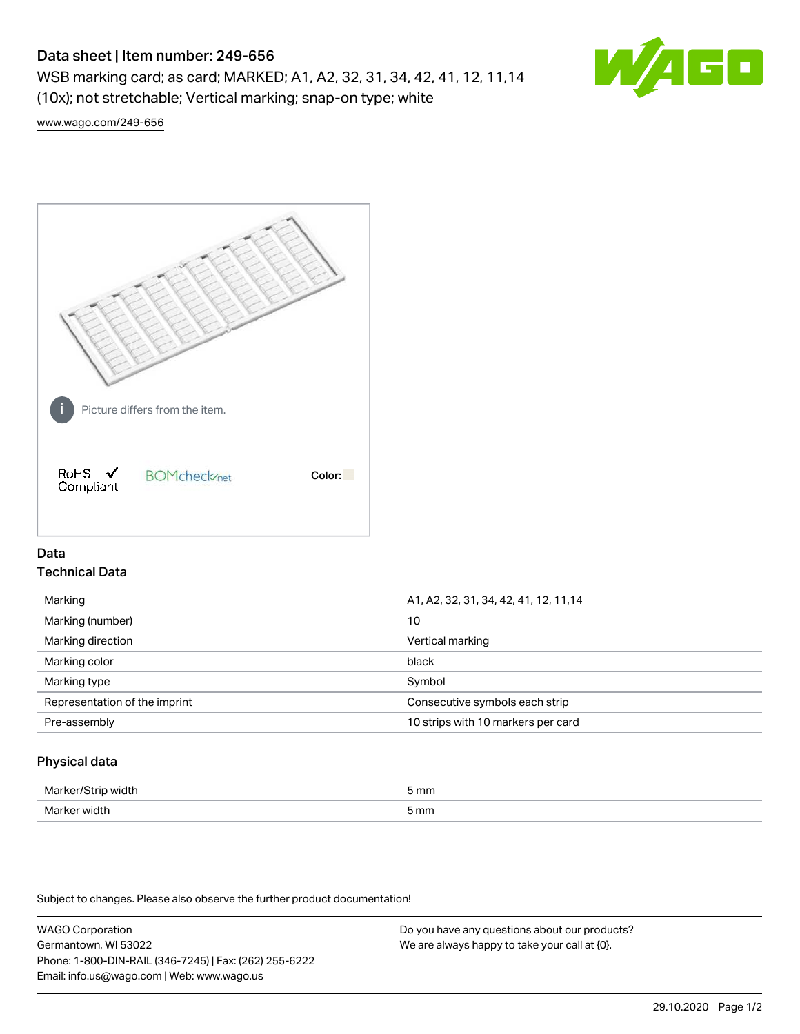# Data sheet | Item number: 249-656

WSB marking card; as card; MARKED; A1, A2, 32, 31, 34, 42, 41, 12, 11,14 (10x); not stretchable; Vertical marking; snap-on type; white

www.wago.com/249-656

Picture differs from the item.

RoHS Compliant

BOMcheck.net

Color:

## Data

### Technical Data

| | |
|---|---|
| Marking | A1, A2, 32, 31, 34, 42, 41, 12, 11,14 |
| Marking (number) | 10 |
| Marking direction | Vertical marking |
| Marking color | black |
| Marking type | Symbol |
| Representation of the imprint | Consecutive symbols each strip |
| Pre-assembly | 10 strips with 10 markers per card |

### Physical data

| | |
|---|---|
| Marker/Strip width | 5 mm |
| Marker width | 5 mm |

Subject to changes. Please also observe the further product documentation!

WAGO Corporation
Germantown, WI 53022
Phone: 1-800-DIN-RAIL (346-7245) | Fax: (262) 255-6222
Email: info.us@wago.com | Web: www.wago.us

Do you have any questions about our products?
We are always happy to take your call at {0}.

29.10.2020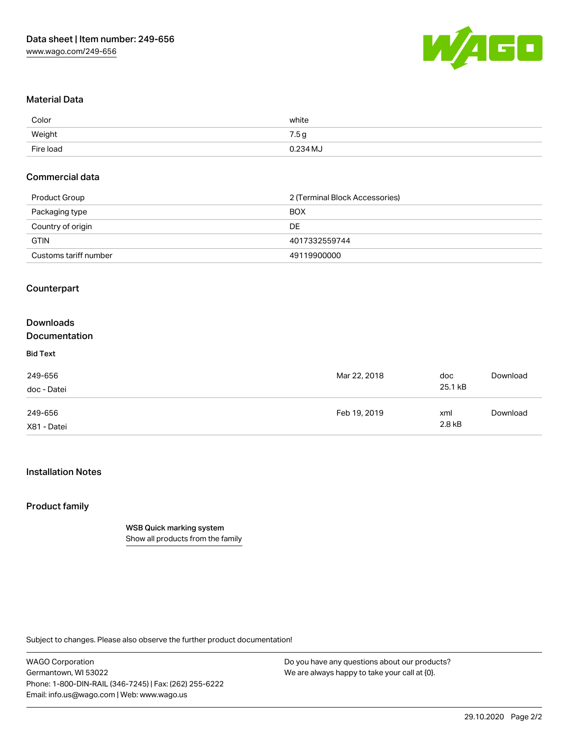## Material Data

| | |
|---|---|
| Color | white |
| Weight | 7.5 g |
| Fire load | 0.234 MJ |

## Commercial data

| | |
|---|---|
| Product Group | 2 (Terminal Block Accessories) |
| Packaging type | BOX |
| Country of origin | DE |
| GTIN | 4017332559744 |
| Customs tariff number | 49119900000 |

## Counterpart

## Downloads
## Documentation

**Bid Text**

| | | | |
|---|---|---|---|
| 249-656<br>doc - Datei | Mar 22, 2018 | doc<br>25.1 kB | Download |
| 249-656<br>X81 - Datei | Feb 19, 2019 | xml<br>2.8 kB | Download |

## Installation Notes

## Product family

**WSB Quick marking system**
Show all products from the family

Subject to changes. Please also observe the further product documentation!

WAGO Corporation
Germantown, WI 53022
Phone: 1-800-DIN-RAIL (346-7245) | Fax: (262) 255-6222
Email: info.us@wago.com | Web: www.wago.us

Do you have any questions about our products?
We are always happy to take your call at {0}.